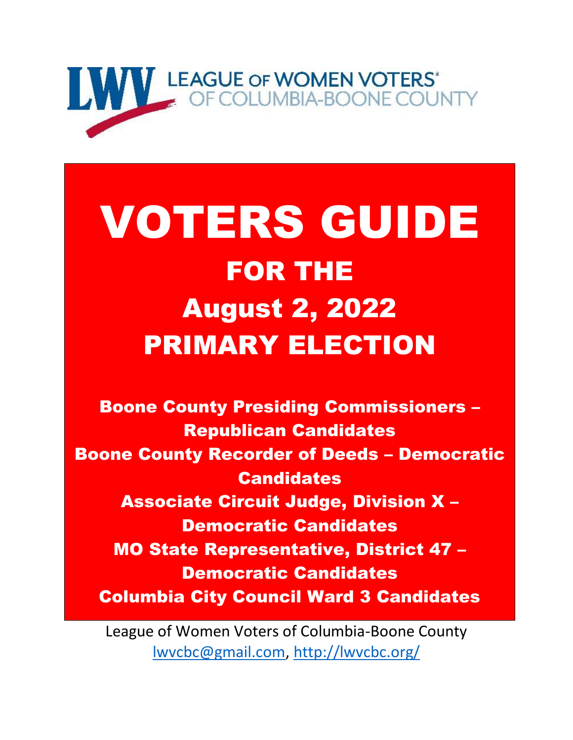LEAGUE OF WOMEN VOTERS® OF COLUMBIA-BOONE COUNTY

# VOTERS GUIDE

## FOR THE August 2, 2022 PRIMARY ELECTION

**Boone County Presiding Commissioners – Republican Candidates**

**Boone County Recorder of Deeds – Democratic Candidates**

**Associate Circuit Judge, Division X – Democratic Candidates**

**MO State Representative, District 47 – Democratic Candidates**

**Columbia City Council Ward 3 Candidates**

League of Women Voters of Columbia-Boone County
lwvcbc@gmail.com, http://lwvcbc.org/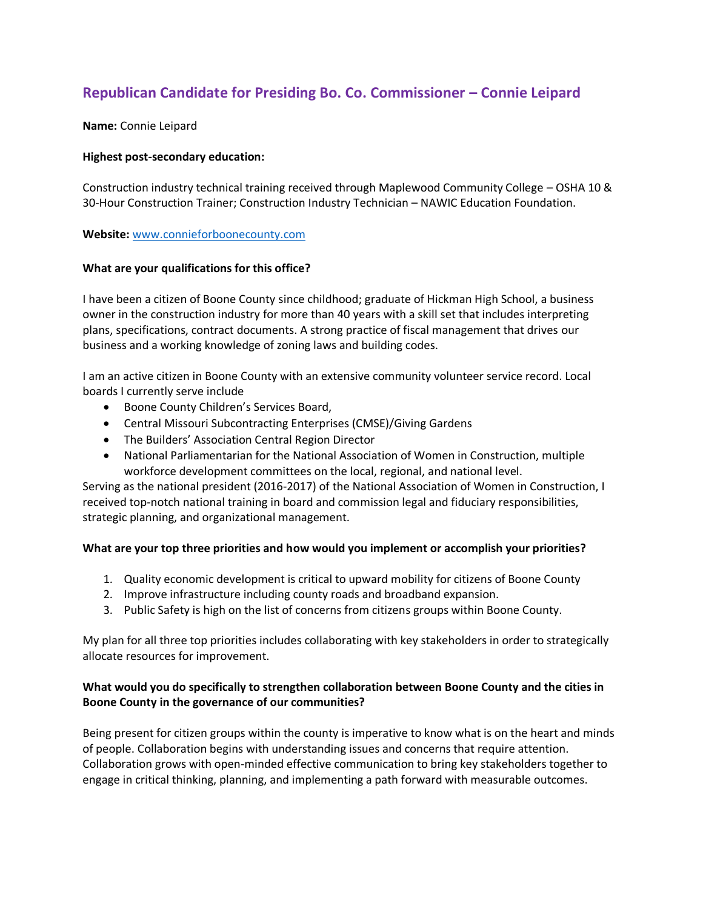## Republican Candidate for Presiding Bo. Co. Commissioner – Connie Leipard

**Name:** Connie Leipard

**Highest post-secondary education:**

Construction industry technical training received through Maplewood Community College – OSHA 10 & 30-Hour Construction Trainer; Construction Industry Technician – NAWIC Education Foundation.

**Website:** [www.connieforboonecounty.com](www.connieforboonecounty.com)

**What are your qualifications for this office?**

I have been a citizen of Boone County since childhood; graduate of Hickman High School, a business owner in the construction industry for more than 40 years with a skill set that includes interpreting plans, specifications, contract documents. A strong practice of fiscal management that drives our business and a working knowledge of zoning laws and building codes.

I am an active citizen in Boone County with an extensive community volunteer service record. Local boards I currently serve include

- Boone County Children's Services Board,
- Central Missouri Subcontracting Enterprises (CMSE)/Giving Gardens
- The Builders' Association Central Region Director
- National Parliamentarian for the National Association of Women in Construction, multiple workforce development committees on the local, regional, and national level.

Serving as the national president (2016-2017) of the National Association of Women in Construction, I received top-notch national training in board and commission legal and fiduciary responsibilities, strategic planning, and organizational management.

**What are your top three priorities and how would you implement or accomplish your priorities?**

1. Quality economic development is critical to upward mobility for citizens of Boone County
2. Improve infrastructure including county roads and broadband expansion.
3. Public Safety is high on the list of concerns from citizens groups within Boone County.

My plan for all three top priorities includes collaborating with key stakeholders in order to strategically allocate resources for improvement.

**What would you do specifically to strengthen collaboration between Boone County and the cities in Boone County in the governance of our communities?**

Being present for citizen groups within the county is imperative to know what is on the heart and minds of people. Collaboration begins with understanding issues and concerns that require attention. Collaboration grows with open-minded effective communication to bring key stakeholders together to engage in critical thinking, planning, and implementing a path forward with measurable outcomes.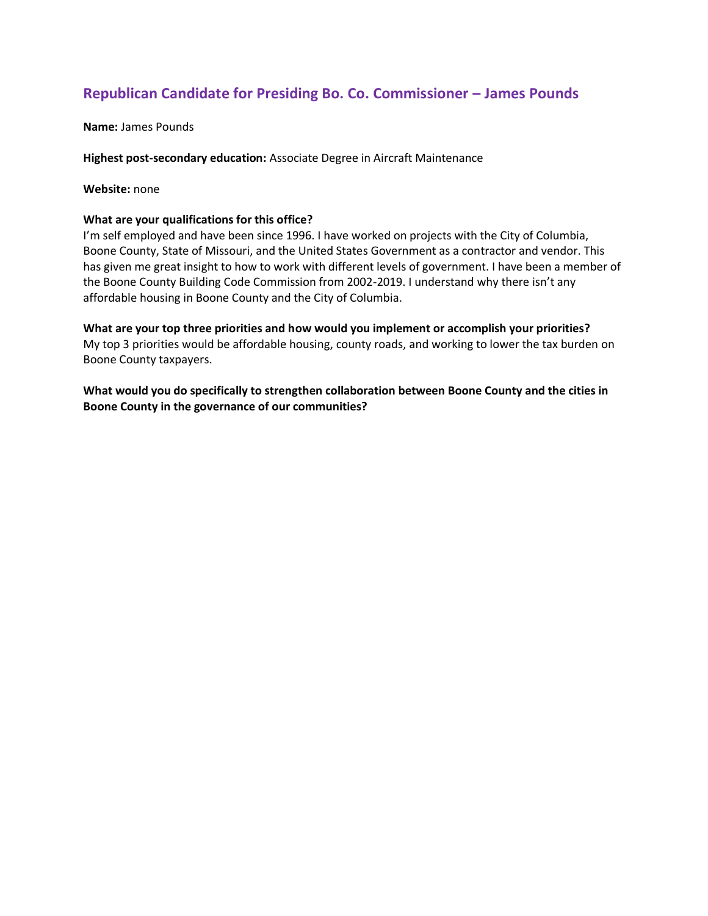## Republican Candidate for Presiding Bo. Co. Commissioner – James Pounds

**Name:** James Pounds

**Highest post-secondary education:** Associate Degree in Aircraft Maintenance

**Website:** none

**What are your qualifications for this office?**
I'm self employed and have been since 1996. I have worked on projects with the City of Columbia, Boone County, State of Missouri, and the United States Government as a contractor and vendor. This has given me great insight to how to work with different levels of government. I have been a member of the Boone County Building Code Commission from 2002-2019. I understand why there isn't any affordable housing in Boone County and the City of Columbia.

**What are your top three priorities and how would you implement or accomplish your priorities?**
My top 3 priorities would be affordable housing, county roads, and working to lower the tax burden on Boone County taxpayers.

**What would you do specifically to strengthen collaboration between Boone County and the cities in Boone County in the governance of our communities?**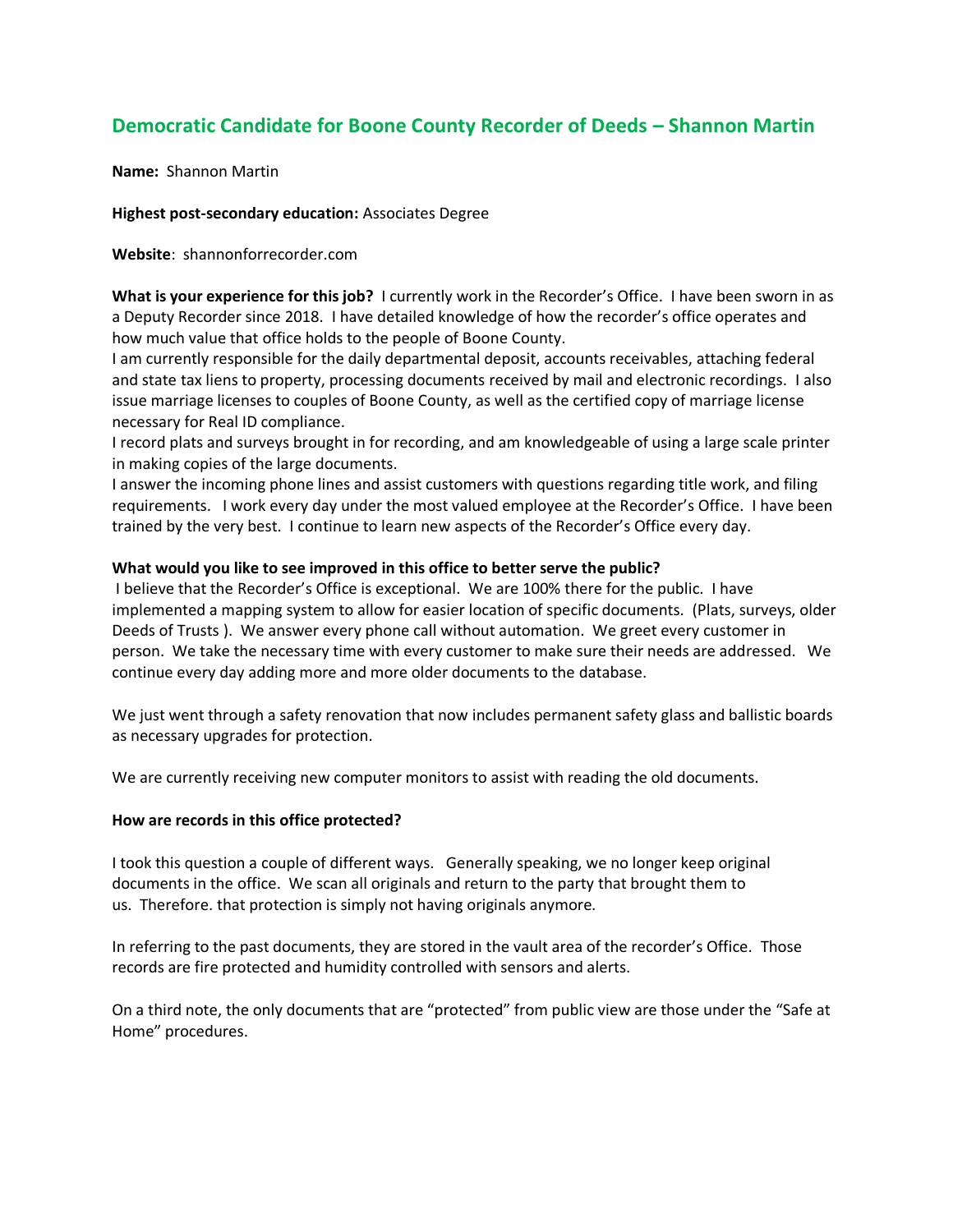## Democratic Candidate for Boone County Recorder of Deeds – Shannon Martin

**Name:** Shannon Martin

**Highest post-secondary education:** Associates Degree

**Website**: shannonforrecorder.com

**What is your experience for this job?** I currently work in the Recorder's Office. I have been sworn in as a Deputy Recorder since 2018. I have detailed knowledge of how the recorder's office operates and how much value that office holds to the people of Boone County.
I am currently responsible for the daily departmental deposit, accounts receivables, attaching federal and state tax liens to property, processing documents received by mail and electronic recordings. I also issue marriage licenses to couples of Boone County, as well as the certified copy of marriage license necessary for Real ID compliance.
I record plats and surveys brought in for recording, and am knowledgeable of using a large scale printer in making copies of the large documents.
I answer the incoming phone lines and assist customers with questions regarding title work, and filing requirements. I work every day under the most valued employee at the Recorder's Office. I have been trained by the very best. I continue to learn new aspects of the Recorder's Office every day.

**What would you like to see improved in this office to better serve the public?**
I believe that the Recorder's Office is exceptional. We are 100% there for the public. I have implemented a mapping system to allow for easier location of specific documents. (Plats, surveys, older Deeds of Trusts ). We answer every phone call without automation. We greet every customer in person. We take the necessary time with every customer to make sure their needs are addressed. We continue every day adding more and more older documents to the database.

We just went through a safety renovation that now includes permanent safety glass and ballistic boards as necessary upgrades for protection.

We are currently receiving new computer monitors to assist with reading the old documents.

**How are records in this office protected?**

I took this question a couple of different ways. Generally speaking, we no longer keep original documents in the office. We scan all originals and return to the party that brought them to us. Therefore. that protection is simply not having originals anymore.

In referring to the past documents, they are stored in the vault area of the recorder's Office. Those records are fire protected and humidity controlled with sensors and alerts.

On a third note, the only documents that are "protected" from public view are those under the "Safe at Home" procedures.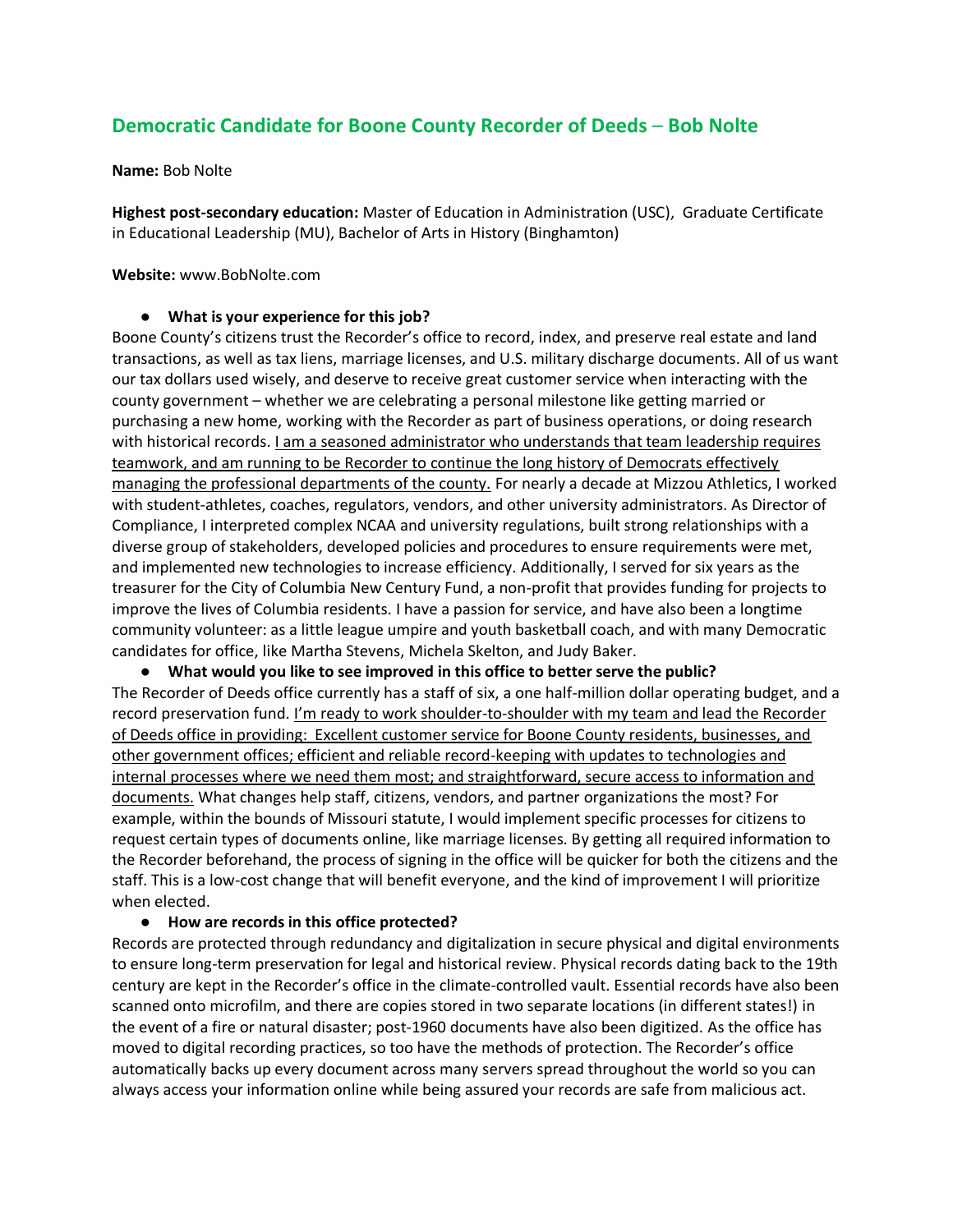## Democratic Candidate for Boone County Recorder of Deeds – Bob Nolte

**Name:** Bob Nolte

**Highest post-secondary education:** Master of Education in Administration (USC), Graduate Certificate in Educational Leadership (MU), Bachelor of Arts in History (Binghamton)

**Website:** www.BobNolte.com

- **What is your experience for this job?**

Boone County's citizens trust the Recorder's office to record, index, and preserve real estate and land transactions, as well as tax liens, marriage licenses, and U.S. military discharge documents. All of us want our tax dollars used wisely, and deserve to receive great customer service when interacting with the county government – whether we are celebrating a personal milestone like getting married or purchasing a new home, working with the Recorder as part of business operations, or doing research with historical records. <u>I am a seasoned administrator who understands that team leadership requires teamwork, and am running to be Recorder to continue the long history of Democrats effectively managing the professional departments of the county.</u> For nearly a decade at Mizzou Athletics, I worked with student-athletes, coaches, regulators, vendors, and other university administrators. As Director of Compliance, I interpreted complex NCAA and university regulations, built strong relationships with a diverse group of stakeholders, developed policies and procedures to ensure requirements were met, and implemented new technologies to increase efficiency. Additionally, I served for six years as the treasurer for the City of Columbia New Century Fund, a non-profit that provides funding for projects to improve the lives of Columbia residents. I have a passion for service, and have also been a longtime community volunteer: as a little league umpire and youth basketball coach, and with many Democratic candidates for office, like Martha Stevens, Michela Skelton, and Judy Baker.

- **What would you like to see improved in this office to better serve the public?**

The Recorder of Deeds office currently has a staff of six, a one half-million dollar operating budget, and a record preservation fund. <u>I'm ready to work shoulder-to-shoulder with my team and lead the Recorder of Deeds office in providing: Excellent customer service for Boone County residents, businesses, and other government offices; efficient and reliable record-keeping with updates to technologies and internal processes where we need them most; and straightforward, secure access to information and documents.</u> What changes help staff, citizens, vendors, and partner organizations the most? For example, within the bounds of Missouri statute, I would implement specific processes for citizens to request certain types of documents online, like marriage licenses. By getting all required information to the Recorder beforehand, the process of signing in the office will be quicker for both the citizens and the staff. This is a low-cost change that will benefit everyone, and the kind of improvement I will prioritize when elected.

- **How are records in this office protected?**

Records are protected through redundancy and digitalization in secure physical and digital environments to ensure long-term preservation for legal and historical review. Physical records dating back to the 19th century are kept in the Recorder's office in the climate-controlled vault. Essential records have also been scanned onto microfilm, and there are copies stored in two separate locations (in different states!) in the event of a fire or natural disaster; post-1960 documents have also been digitized. As the office has moved to digital recording practices, so too have the methods of protection. The Recorder's office automatically backs up every document across many servers spread throughout the world so you can always access your information online while being assured your records are safe from malicious act.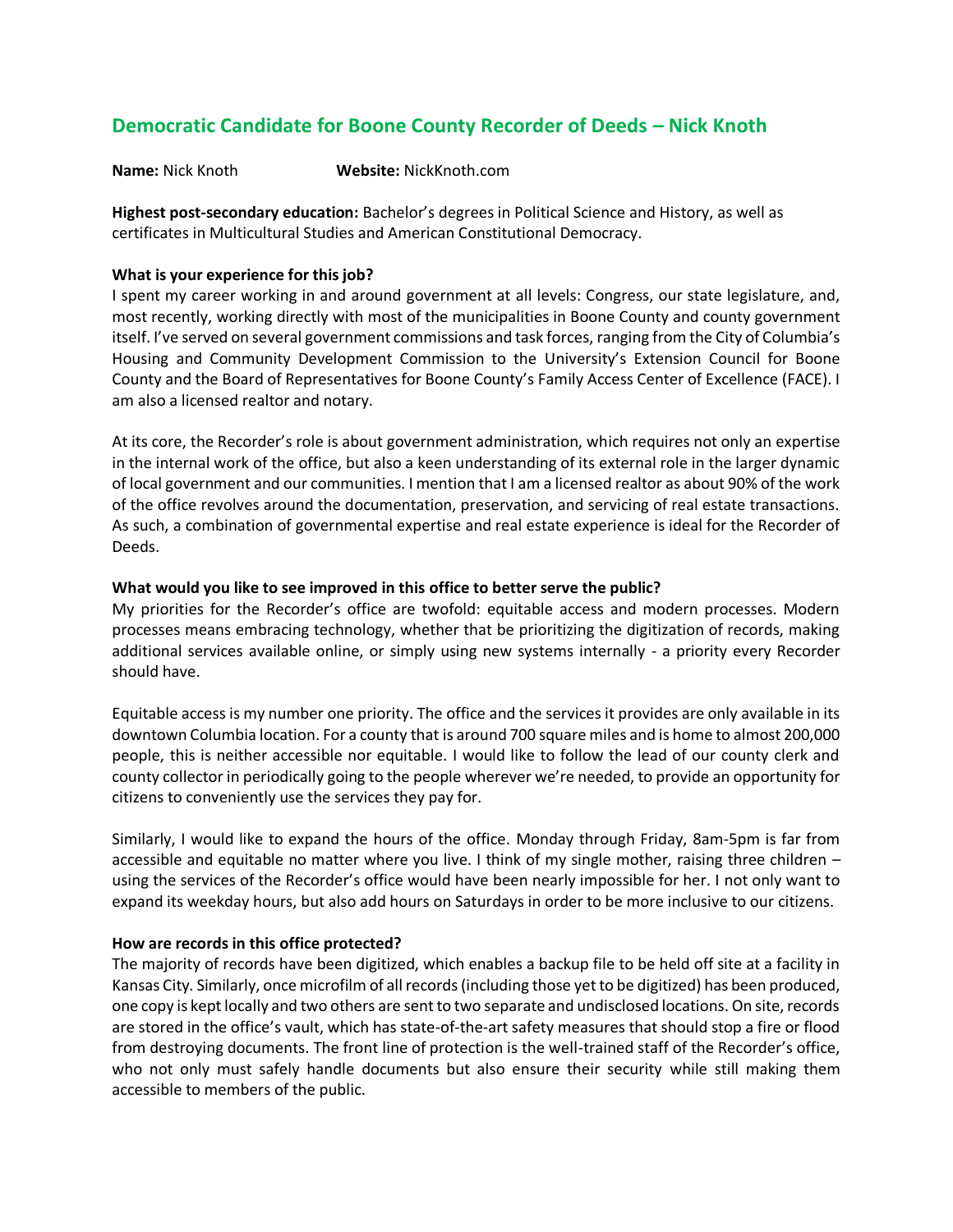## Democratic Candidate for Boone County Recorder of Deeds – Nick Knoth

**Name:** Nick Knoth **Website:** NickKnoth.com

**Highest post-secondary education:** Bachelor's degrees in Political Science and History, as well as certificates in Multicultural Studies and American Constitutional Democracy.

**What is your experience for this job?**

I spent my career working in and around government at all levels: Congress, our state legislature, and, most recently, working directly with most of the municipalities in Boone County and county government itself. I've served on several government commissions and task forces, ranging from the City of Columbia's Housing and Community Development Commission to the University's Extension Council for Boone County and the Board of Representatives for Boone County's Family Access Center of Excellence (FACE). I am also a licensed realtor and notary.

At its core, the Recorder's role is about government administration, which requires not only an expertise in the internal work of the office, but also a keen understanding of its external role in the larger dynamic of local government and our communities. I mention that I am a licensed realtor as about 90% of the work of the office revolves around the documentation, preservation, and servicing of real estate transactions. As such, a combination of governmental expertise and real estate experience is ideal for the Recorder of Deeds.

**What would you like to see improved in this office to better serve the public?**

My priorities for the Recorder's office are twofold: equitable access and modern processes. Modern processes means embracing technology, whether that be prioritizing the digitization of records, making additional services available online, or simply using new systems internally - a priority every Recorder should have.

Equitable access is my number one priority. The office and the services it provides are only available in its downtown Columbia location. For a county that is around 700 square miles and is home to almost 200,000 people, this is neither accessible nor equitable. I would like to follow the lead of our county clerk and county collector in periodically going to the people wherever we're needed, to provide an opportunity for citizens to conveniently use the services they pay for.

Similarly, I would like to expand the hours of the office. Monday through Friday, 8am-5pm is far from accessible and equitable no matter where you live. I think of my single mother, raising three children – using the services of the Recorder's office would have been nearly impossible for her. I not only want to expand its weekday hours, but also add hours on Saturdays in order to be more inclusive to our citizens.

**How are records in this office protected?**

The majority of records have been digitized, which enables a backup file to be held off site at a facility in Kansas City. Similarly, once microfilm of all records (including those yet to be digitized) has been produced, one copy is kept locally and two others are sent to two separate and undisclosed locations. On site, records are stored in the office's vault, which has state-of-the-art safety measures that should stop a fire or flood from destroying documents. The front line of protection is the well-trained staff of the Recorder's office, who not only must safely handle documents but also ensure their security while still making them accessible to members of the public.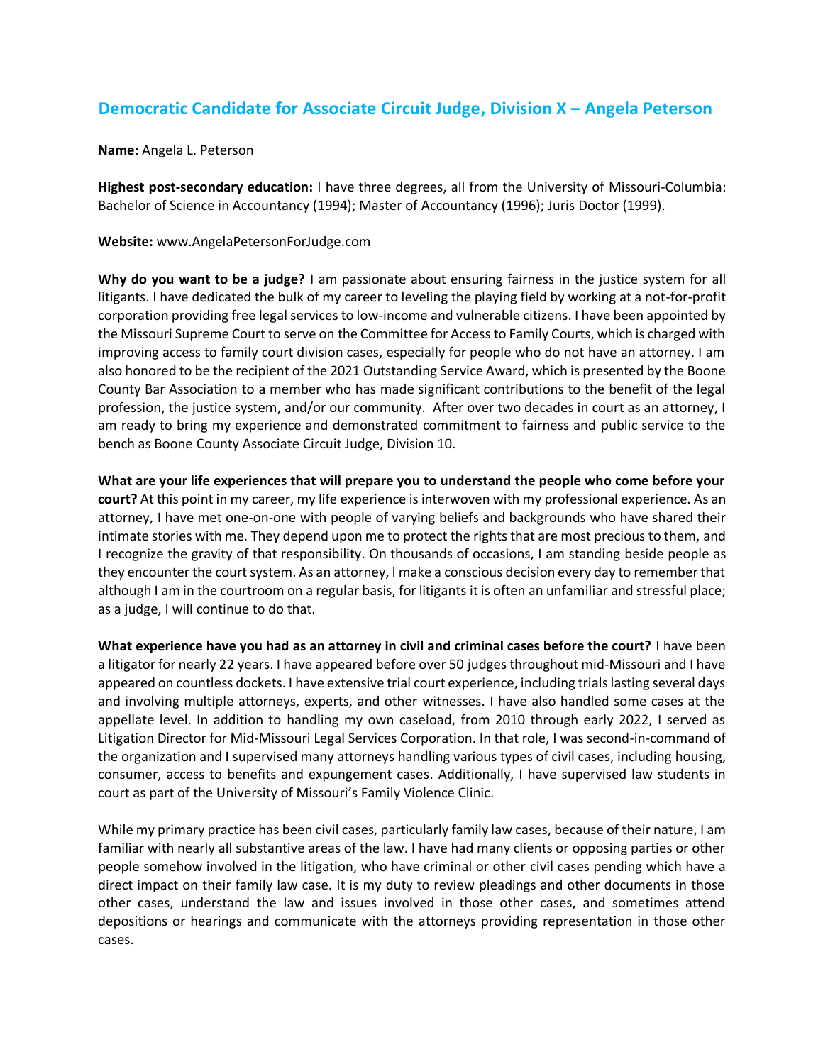## Democratic Candidate for Associate Circuit Judge, Division X – Angela Peterson

**Name:** Angela L. Peterson

**Highest post-secondary education:** I have three degrees, all from the University of Missouri-Columbia: Bachelor of Science in Accountancy (1994); Master of Accountancy (1996); Juris Doctor (1999).

**Website:** www.AngelaPetersonForJudge.com

**Why do you want to be a judge?** I am passionate about ensuring fairness in the justice system for all litigants. I have dedicated the bulk of my career to leveling the playing field by working at a not-for-profit corporation providing free legal services to low-income and vulnerable citizens. I have been appointed by the Missouri Supreme Court to serve on the Committee for Access to Family Courts, which is charged with improving access to family court division cases, especially for people who do not have an attorney. I am also honored to be the recipient of the 2021 Outstanding Service Award, which is presented by the Boone County Bar Association to a member who has made significant contributions to the benefit of the legal profession, the justice system, and/or our community. After over two decades in court as an attorney, I am ready to bring my experience and demonstrated commitment to fairness and public service to the bench as Boone County Associate Circuit Judge, Division 10.

**What are your life experiences that will prepare you to understand the people who come before your court?** At this point in my career, my life experience is interwoven with my professional experience. As an attorney, I have met one-on-one with people of varying beliefs and backgrounds who have shared their intimate stories with me. They depend upon me to protect the rights that are most precious to them, and I recognize the gravity of that responsibility. On thousands of occasions, I am standing beside people as they encounter the court system. As an attorney, I make a conscious decision every day to remember that although I am in the courtroom on a regular basis, for litigants it is often an unfamiliar and stressful place; as a judge, I will continue to do that.

**What experience have you had as an attorney in civil and criminal cases before the court?** I have been a litigator for nearly 22 years. I have appeared before over 50 judges throughout mid-Missouri and I have appeared on countless dockets. I have extensive trial court experience, including trials lasting several days and involving multiple attorneys, experts, and other witnesses. I have also handled some cases at the appellate level. In addition to handling my own caseload, from 2010 through early 2022, I served as Litigation Director for Mid-Missouri Legal Services Corporation. In that role, I was second-in-command of the organization and I supervised many attorneys handling various types of civil cases, including housing, consumer, access to benefits and expungement cases. Additionally, I have supervised law students in court as part of the University of Missouri's Family Violence Clinic.

While my primary practice has been civil cases, particularly family law cases, because of their nature, I am familiar with nearly all substantive areas of the law. I have had many clients or opposing parties or other people somehow involved in the litigation, who have criminal or other civil cases pending which have a direct impact on their family law case. It is my duty to review pleadings and other documents in those other cases, understand the law and issues involved in those other cases, and sometimes attend depositions or hearings and communicate with the attorneys providing representation in those other cases.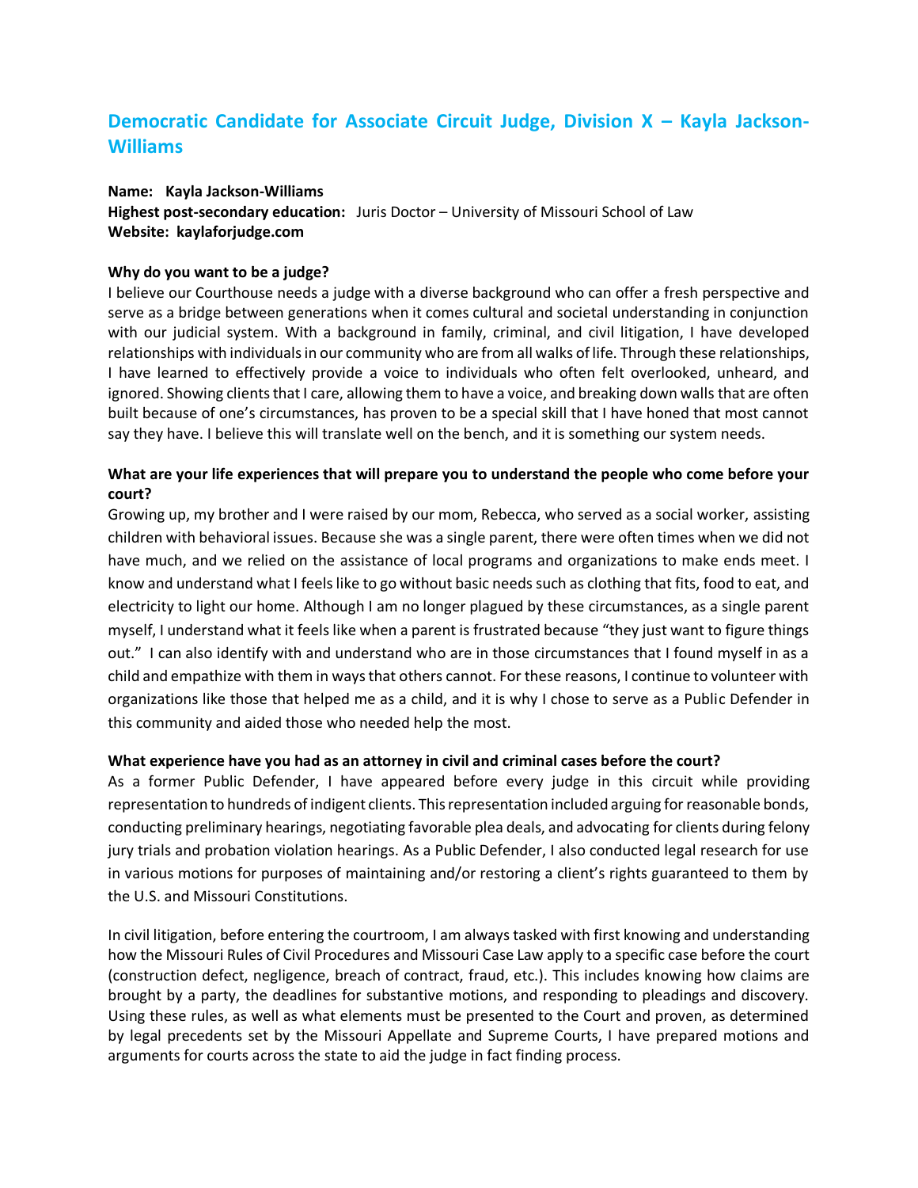## Democratic Candidate for Associate Circuit Judge, Division X – Kayla Jackson-Williams

**Name:** **Kayla Jackson-Williams**
**Highest post-secondary education:** Juris Doctor – University of Missouri School of Law
**Website: kaylaforjudge.com**

**Why do you want to be a judge?**

I believe our Courthouse needs a judge with a diverse background who can offer a fresh perspective and serve as a bridge between generations when it comes cultural and societal understanding in conjunction with our judicial system. With a background in family, criminal, and civil litigation, I have developed relationships with individuals in our community who are from all walks of life. Through these relationships, I have learned to effectively provide a voice to individuals who often felt overlooked, unheard, and ignored. Showing clients that I care, allowing them to have a voice, and breaking down walls that are often built because of one's circumstances, has proven to be a special skill that I have honed that most cannot say they have. I believe this will translate well on the bench, and it is something our system needs.

**What are your life experiences that will prepare you to understand the people who come before your court?**

Growing up, my brother and I were raised by our mom, Rebecca, who served as a social worker, assisting children with behavioral issues. Because she was a single parent, there were often times when we did not have much, and we relied on the assistance of local programs and organizations to make ends meet. I know and understand what I feels like to go without basic needs such as clothing that fits, food to eat, and electricity to light our home. Although I am no longer plagued by these circumstances, as a single parent myself, I understand what it feels like when a parent is frustrated because "they just want to figure things out." I can also identify with and understand who are in those circumstances that I found myself in as a child and empathize with them in ways that others cannot. For these reasons, I continue to volunteer with organizations like those that helped me as a child, and it is why I chose to serve as a Public Defender in this community and aided those who needed help the most.

**What experience have you had as an attorney in civil and criminal cases before the court?**

As a former Public Defender, I have appeared before every judge in this circuit while providing representation to hundreds of indigent clients. This representation included arguing for reasonable bonds, conducting preliminary hearings, negotiating favorable plea deals, and advocating for clients during felony jury trials and probation violation hearings. As a Public Defender, I also conducted legal research for use in various motions for purposes of maintaining and/or restoring a client's rights guaranteed to them by the U.S. and Missouri Constitutions.

In civil litigation, before entering the courtroom, I am always tasked with first knowing and understanding how the Missouri Rules of Civil Procedures and Missouri Case Law apply to a specific case before the court (construction defect, negligence, breach of contract, fraud, etc.). This includes knowing how claims are brought by a party, the deadlines for substantive motions, and responding to pleadings and discovery. Using these rules, as well as what elements must be presented to the Court and proven, as determined by legal precedents set by the Missouri Appellate and Supreme Courts, I have prepared motions and arguments for courts across the state to aid the judge in fact finding process.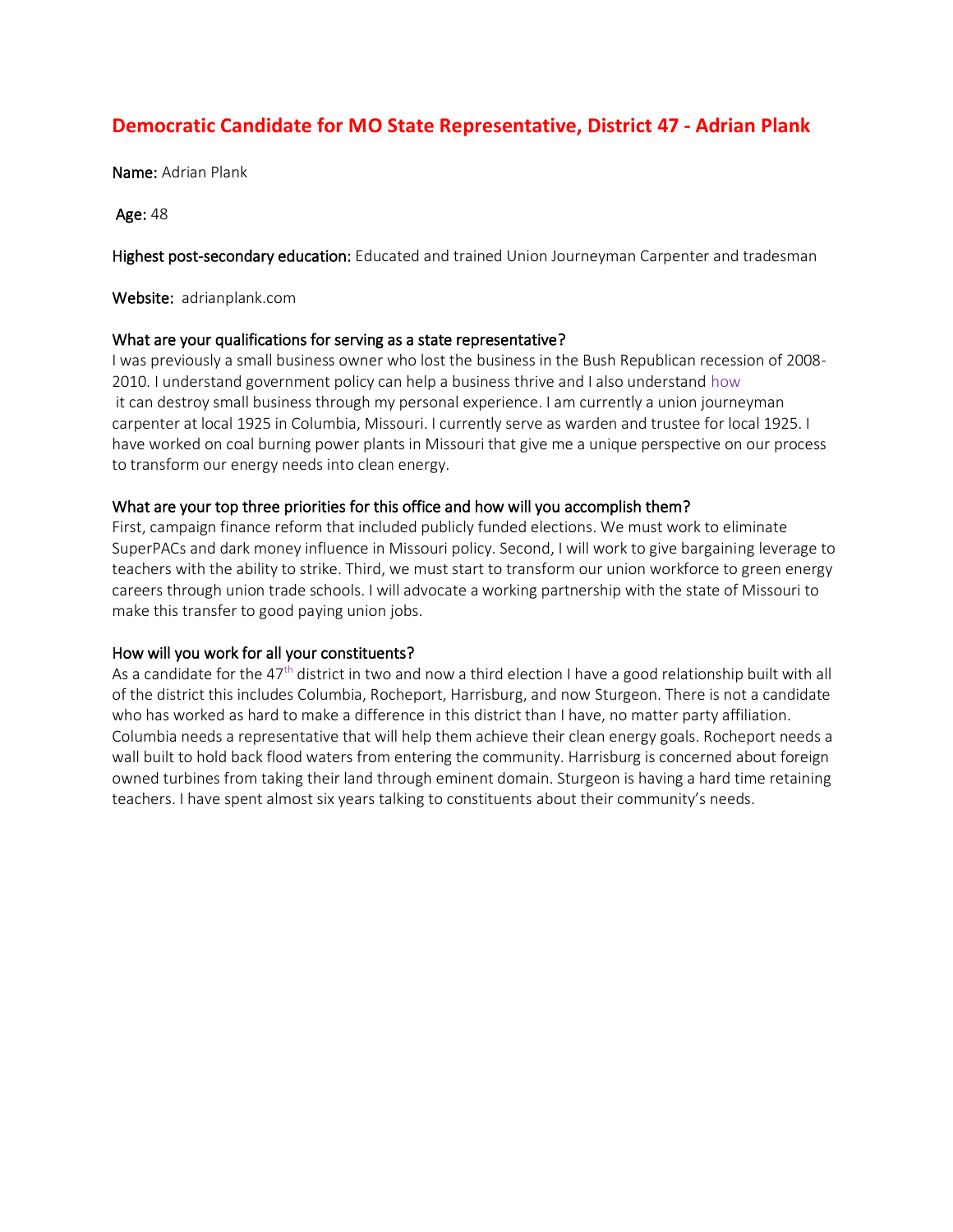## Democratic Candidate for MO State Representative, District 47 - Adrian Plank

**Name:** Adrian Plank

**Age:** 48

**Highest post-secondary education:** Educated and trained Union Journeyman Carpenter and tradesman

**Website:** adrianplank.com

**What are your qualifications for serving as a state representative?**

I was previously a small business owner who lost the business in the Bush Republican recession of 2008-2010. I understand government policy can help a business thrive and I also understand how it can destroy small business through my personal experience. I am currently a union journeyman carpenter at local 1925 in Columbia, Missouri. I currently serve as warden and trustee for local 1925. I have worked on coal burning power plants in Missouri that give me a unique perspective on our process to transform our energy needs into clean energy.

**What are your top three priorities for this office and how will you accomplish them?**

First, campaign finance reform that included publicly funded elections. We must work to eliminate SuperPACs and dark money influence in Missouri policy. Second, I will work to give bargaining leverage to teachers with the ability to strike. Third, we must start to transform our union workforce to green energy careers through union trade schools. I will advocate a working partnership with the state of Missouri to make this transfer to good paying union jobs.

**How will you work for all your constituents?**

As a candidate for the 47th district in two and now a third election I have a good relationship built with all of the district this includes Columbia, Rocheport, Harrisburg, and now Sturgeon. There is not a candidate who has worked as hard to make a difference in this district than I have, no matter party affiliation. Columbia needs a representative that will help them achieve their clean energy goals. Rocheport needs a wall built to hold back flood waters from entering the community. Harrisburg is concerned about foreign owned turbines from taking their land through eminent domain. Sturgeon is having a hard time retaining teachers. I have spent almost six years talking to constituents about their community's needs.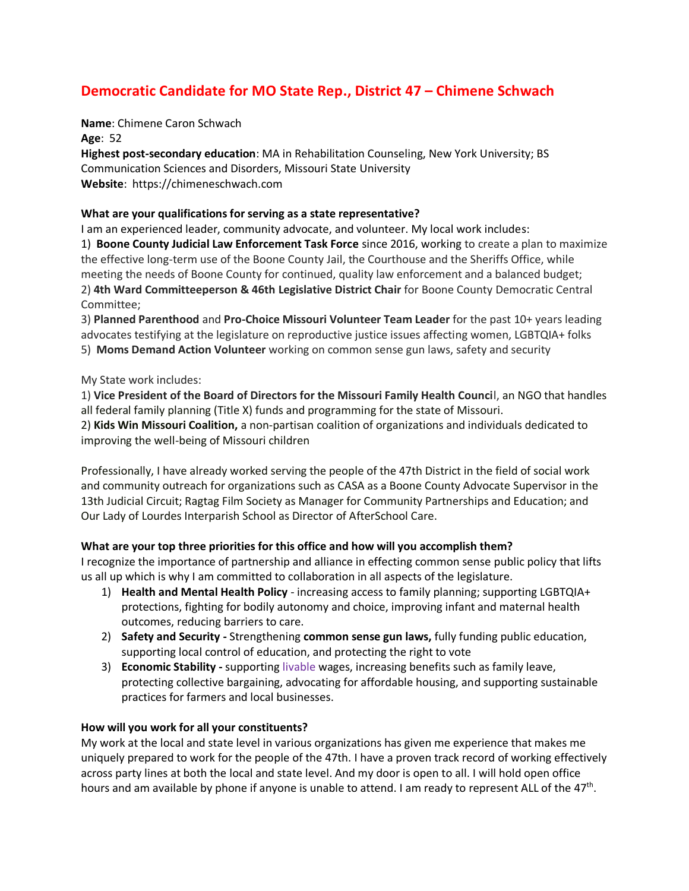## Democratic Candidate for MO State Rep., District 47 – Chimene Schwach

**Name**: Chimene Caron Schwach
**Age**: 52
**Highest post-secondary education**: MA in Rehabilitation Counseling, New York University; BS Communication Sciences and Disorders, Missouri State University
**Website**: https://chimeneschwach.com

**What are your qualifications for serving as a state representative?**

I am an experienced leader, community advocate, and volunteer. My local work includes:

1) **Boone County Judicial Law Enforcement Task Force** since 2016, working to create a plan to maximize the effective long-term use of the Boone County Jail, the Courthouse and the Sheriffs Office, while meeting the needs of Boone County for continued, quality law enforcement and a balanced budget;
2) **4th Ward Committeeperson & 46th Legislative District Chair** for Boone County Democratic Central Committee;
3) **Planned Parenthood** and **Pro-Choice Missouri Volunteer Team Leader** for the past 10+ years leading advocates testifying at the legislature on reproductive justice issues affecting women, LGBTQIA+ folks
5) **Moms Demand Action Volunteer** working on common sense gun laws, safety and security

My State work includes:

1) **Vice President of the Board of Directors for the Missouri Family Health Council**, an NGO that handles all federal family planning (Title X) funds and programming for the state of Missouri.
2) **Kids Win Missouri Coalition,** a non-partisan coalition of organizations and individuals dedicated to improving the well-being of Missouri children

Professionally, I have already worked serving the people of the 47th District in the field of social work and community outreach for organizations such as CASA as a Boone County Advocate Supervisor in the 13th Judicial Circuit; Ragtag Film Society as Manager for Community Partnerships and Education; and Our Lady of Lourdes Interparish School as Director of AfterSchool Care.

**What are your top three priorities for this office and how will you accomplish them?**

I recognize the importance of partnership and alliance in effecting common sense public policy that lifts us all up which is why I am committed to collaboration in all aspects of the legislature.

1) **Health and Mental Health Policy** - increasing access to family planning; supporting LGBTQIA+ protections, fighting for bodily autonomy and choice, improving infant and maternal health outcomes, reducing barriers to care.
2) **Safety and Security -** Strengthening **common sense gun laws,** fully funding public education, supporting local control of education, and protecting the right to vote
3) **Economic Stability -** supporting livable wages, increasing benefits such as family leave, protecting collective bargaining, advocating for affordable housing, and supporting sustainable practices for farmers and local businesses.

**How will you work for all your constituents?**

My work at the local and state level in various organizations has given me experience that makes me uniquely prepared to work for the people of the 47th. I have a proven track record of working effectively across party lines at both the local and state level. And my door is open to all. I will hold open office hours and am available by phone if anyone is unable to attend. I am ready to represent ALL of the 47th.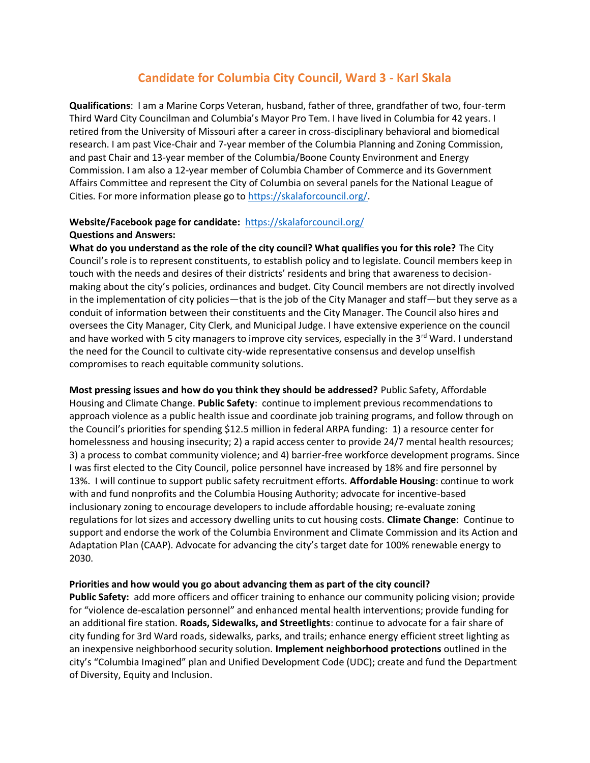# Candidate for Columbia City Council, Ward 3 - Karl Skala

**Qualifications**: I am a Marine Corps Veteran, husband, father of three, grandfather of two, four-term Third Ward City Councilman and Columbia's Mayor Pro Tem. I have lived in Columbia for 42 years. I retired from the University of Missouri after a career in cross-disciplinary behavioral and biomedical research. I am past Vice-Chair and 7-year member of the Columbia Planning and Zoning Commission, and past Chair and 13-year member of the Columbia/Boone County Environment and Energy Commission. I am also a 12-year member of Columbia Chamber of Commerce and its Government Affairs Committee and represent the City of Columbia on several panels for the National League of Cities. For more information please go to https://skalaforcouncil.org/.

**Website/Facebook page for candidate:** https://skalaforcouncil.org/

**Questions and Answers:**

**What do you understand as the role of the city council? What qualifies you for this role?** The City Council's role is to represent constituents, to establish policy and to legislate. Council members keep in touch with the needs and desires of their districts' residents and bring that awareness to decision-making about the city's policies, ordinances and budget. City Council members are not directly involved in the implementation of city policies—that is the job of the City Manager and staff—but they serve as a conduit of information between their constituents and the City Manager. The Council also hires and oversees the City Manager, City Clerk, and Municipal Judge. I have extensive experience on the council and have worked with 5 city managers to improve city services, especially in the 3rd Ward. I understand the need for the Council to cultivate city-wide representative consensus and develop unselfish compromises to reach equitable community solutions.

**Most pressing issues and how do you think they should be addressed?** Public Safety, Affordable Housing and Climate Change. **Public Safety**: continue to implement previous recommendations to approach violence as a public health issue and coordinate job training programs, and follow through on the Council's priorities for spending $12.5 million in federal ARPA funding: 1) a resource center for homelessness and housing insecurity; 2) a rapid access center to provide 24/7 mental health resources; 3) a process to combat community violence; and 4) barrier-free workforce development programs. Since I was first elected to the City Council, police personnel have increased by 18% and fire personnel by 13%. I will continue to support public safety recruitment efforts. **Affordable Housing**: continue to work with and fund nonprofits and the Columbia Housing Authority; advocate for incentive-based inclusionary zoning to encourage developers to include affordable housing; re-evaluate zoning regulations for lot sizes and accessory dwelling units to cut housing costs. **Climate Change**: Continue to support and endorse the work of the Columbia Environment and Climate Commission and its Action and Adaptation Plan (CAAP). Advocate for advancing the city's target date for 100% renewable energy to 2030.

**Priorities and how would you go about advancing them as part of the city council?**
**Public Safety:** add more officers and officer training to enhance our community policing vision; provide for "violence de-escalation personnel" and enhanced mental health interventions; provide funding for an additional fire station. **Roads, Sidewalks, and Streetlights**: continue to advocate for a fair share of city funding for 3rd Ward roads, sidewalks, parks, and trails; enhance energy efficient street lighting as an inexpensive neighborhood security solution. **Implement neighborhood protections** outlined in the city's "Columbia Imagined" plan and Unified Development Code (UDC); create and fund the Department of Diversity, Equity and Inclusion.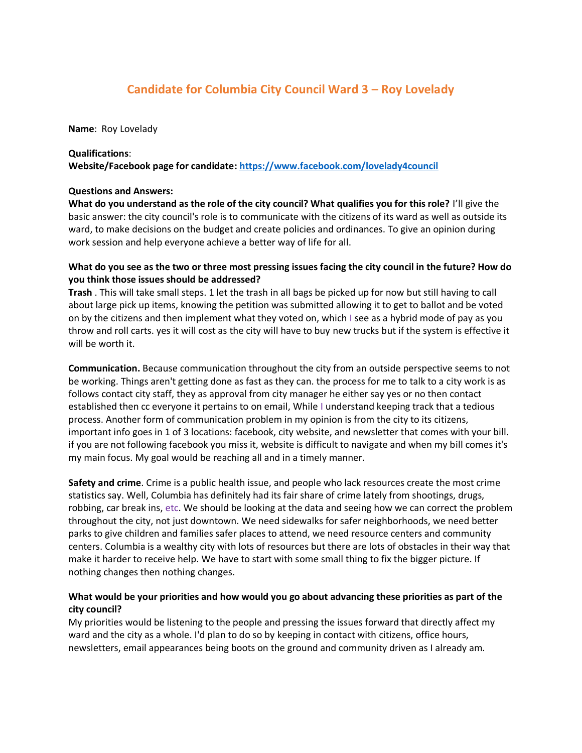## Candidate for Columbia City Council Ward 3 – Roy Lovelady

**Name**: Roy Lovelady

**Qualifications**:

**Website/Facebook page for candidate:** [https://www.facebook.com/lovelady4council](https://www.facebook.com/lovelady4council)

**Questions and Answers:**

**What do you understand as the role of the city council? What qualifies you for this role?** I'll give the basic answer: the city council's role is to communicate with the citizens of its ward as well as outside its ward, to make decisions on the budget and create policies and ordinances. To give an opinion during work session and help everyone achieve a better way of life for all.

**What do you see as the two or three most pressing issues facing the city council in the future? How do you think those issues should be addressed?**

**Trash** . This will take small steps. 1 let the trash in all bags be picked up for now but still having to call about large pick up items, knowing the petition was submitted allowing it to get to ballot and be voted on by the citizens and then implement what they voted on, which I see as a hybrid mode of pay as you throw and roll carts. yes it will cost as the city will have to buy new trucks but if the system is effective it will be worth it.

**Communication.** Because communication throughout the city from an outside perspective seems to not be working. Things aren't getting done as fast as they can. the process for me to talk to a city work is as follows contact city staff, they as approval from city manager he either say yes or no then contact established then cc everyone it pertains to on email, While I understand keeping track that a tedious process. Another form of communication problem in my opinion is from the city to its citizens, important info goes in 1 of 3 locations: facebook, city website, and newsletter that comes with your bill. if you are not following facebook you miss it, website is difficult to navigate and when my bill comes it's my main focus. My goal would be reaching all and in a timely manner.

**Safety and crime**. Crime is a public health issue, and people who lack resources create the most crime statistics say. Well, Columbia has definitely had its fair share of crime lately from shootings, drugs, robbing, car break ins, etc. We should be looking at the data and seeing how we can correct the problem throughout the city, not just downtown. We need sidewalks for safer neighborhoods, we need better parks to give children and families safer places to attend, we need resource centers and community centers. Columbia is a wealthy city with lots of resources but there are lots of obstacles in their way that make it harder to receive help. We have to start with some small thing to fix the bigger picture. If nothing changes then nothing changes.

**What would be your priorities and how would you go about advancing these priorities as part of the city council?**

My priorities would be listening to the people and pressing the issues forward that directly affect my ward and the city as a whole. I'd plan to do so by keeping in contact with citizens, office hours, newsletters, email appearances being boots on the ground and community driven as I already am.